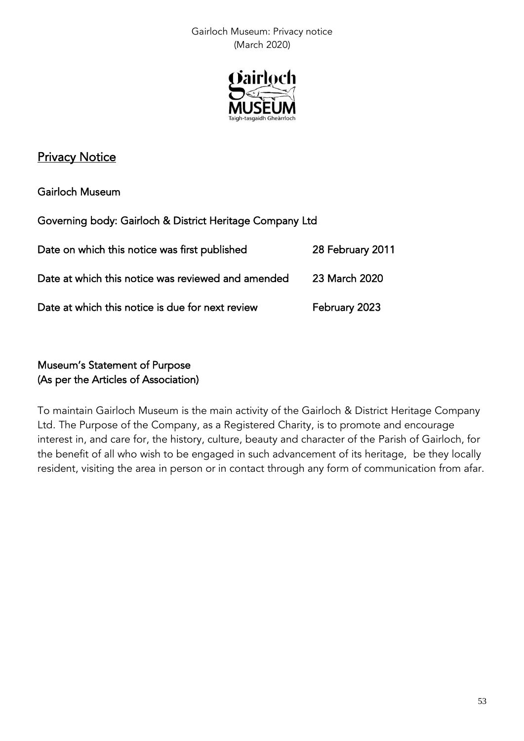# Privacy Notice

**Gairloch Museum**

**Governing body: Gairloch & District Heritage Company Ltd**

| | |
|---|---|
| **Date on which this notice was first published** | **28 February 2011** |
| **Date at which this notice was reviewed and amended** | **23 March 2020** |
| **Date at which this notice is due for next review** | **February 2023** |

## Museum's Statement of Purpose
## (As per the Articles of Association)

To maintain Gairloch Museum is the main activity of the Gairloch & District Heritage Company Ltd. The Purpose of the Company, as a Registered Charity, is to promote and encourage interest in, and care for, the history, culture, beauty and character of the Parish of Gairloch, for the benefit of all who wish to be engaged in such advancement of its heritage, be they locally resident, visiting the area in person or in contact through any form of communication from afar.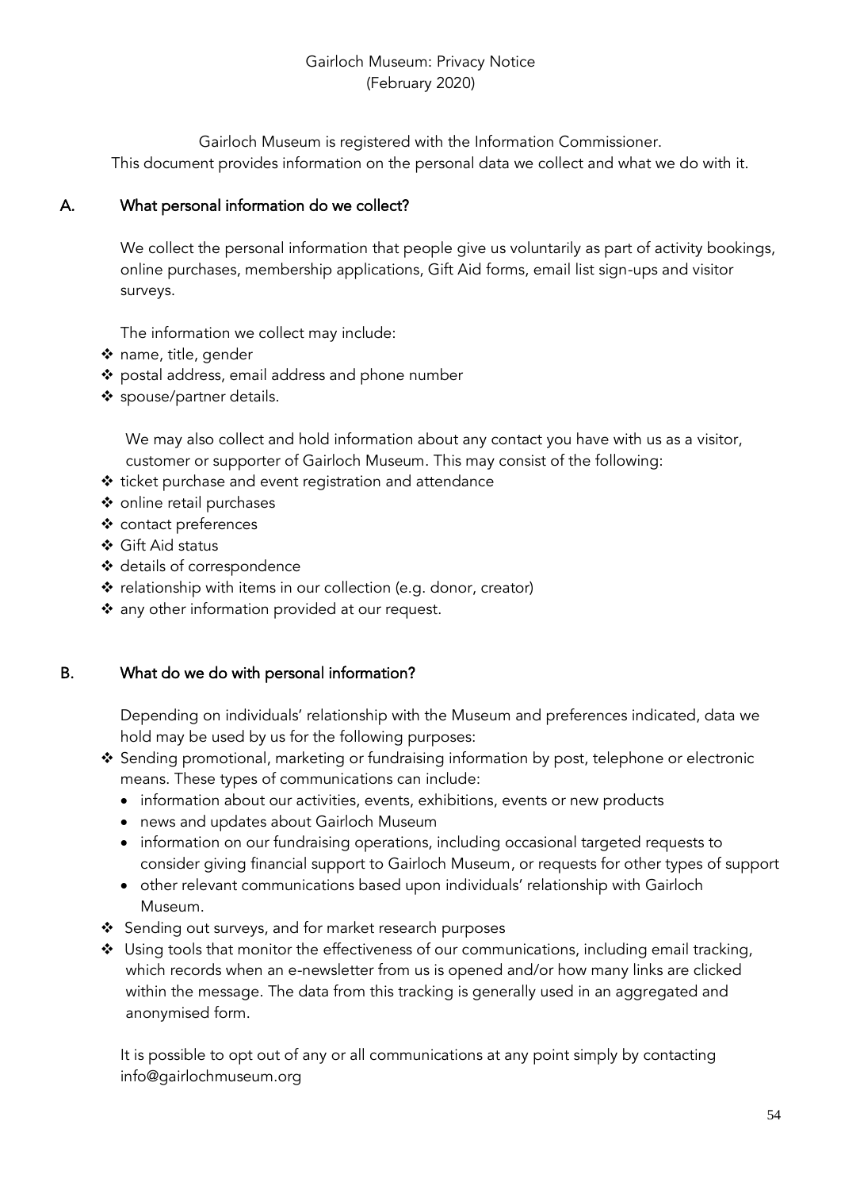Gairloch Museum: Privacy Notice
(February 2020)

Gairloch Museum is registered with the Information Commissioner.
This document provides information on the personal data we collect and what we do with it.

## A. What personal information do we collect?

We collect the personal information that people give us voluntarily as part of activity bookings, online purchases, membership applications, Gift Aid forms, email list sign-ups and visitor surveys.

The information we collect may include:

- name, title, gender
- postal address, email address and phone number
- spouse/partner details.

We may also collect and hold information about any contact you have with us as a visitor, customer or supporter of Gairloch Museum. This may consist of the following:

- ticket purchase and event registration and attendance
- online retail purchases
- contact preferences
- Gift Aid status
- details of correspondence
- relationship with items in our collection (e.g. donor, creator)
- any other information provided at our request.

## B. What do we do with personal information?

Depending on individuals' relationship with the Museum and preferences indicated, data we hold may be used by us for the following purposes:

- Sending promotional, marketing or fundraising information by post, telephone or electronic means. These types of communications can include:
  - information about our activities, events, exhibitions, events or new products
  - news and updates about Gairloch Museum
  - information on our fundraising operations, including occasional targeted requests to consider giving financial support to Gairloch Museum, or requests for other types of support
  - other relevant communications based upon individuals' relationship with Gairloch Museum.
- Sending out surveys, and for market research purposes
- Using tools that monitor the effectiveness of our communications, including email tracking, which records when an e-newsletter from us is opened and/or how many links are clicked within the message. The data from this tracking is generally used in an aggregated and anonymised form.

It is possible to opt out of any or all communications at any point simply by contacting info@gairlochmuseum.org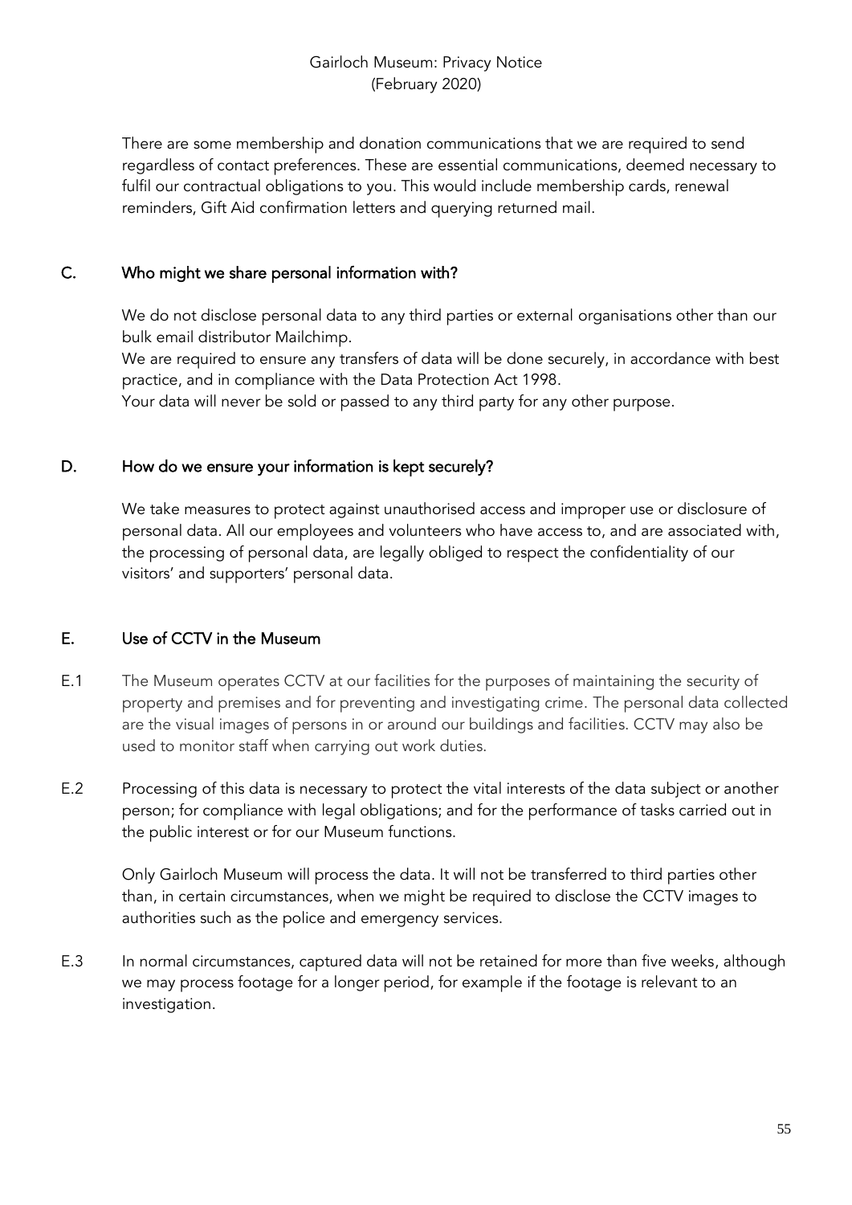There are some membership and donation communications that we are required to send regardless of contact preferences. These are essential communications, deemed necessary to fulfil our contractual obligations to you. This would include membership cards, renewal reminders, Gift Aid confirmation letters and querying returned mail.

## C. Who might we share personal information with?

We do not disclose personal data to any third parties or external organisations other than our bulk email distributor Mailchimp.

We are required to ensure any transfers of data will be done securely, in accordance with best practice, and in compliance with the Data Protection Act 1998.

Your data will never be sold or passed to any third party for any other purpose.

## D. How do we ensure your information is kept securely?

We take measures to protect against unauthorised access and improper use or disclosure of personal data. All our employees and volunteers who have access to, and are associated with, the processing of personal data, are legally obliged to respect the confidentiality of our visitors' and supporters' personal data.

## E. Use of CCTV in the Museum

E.1 The Museum operates CCTV at our facilities for the purposes of maintaining the security of property and premises and for preventing and investigating crime. The personal data collected are the visual images of persons in or around our buildings and facilities. CCTV may also be used to monitor staff when carrying out work duties.

E.2 Processing of this data is necessary to protect the vital interests of the data subject or another person; for compliance with legal obligations; and for the performance of tasks carried out in the public interest or for our Museum functions.

Only Gairloch Museum will process the data. It will not be transferred to third parties other than, in certain circumstances, when we might be required to disclose the CCTV images to authorities such as the police and emergency services.

E.3 In normal circumstances, captured data will not be retained for more than five weeks, although we may process footage for a longer period, for example if the footage is relevant to an investigation.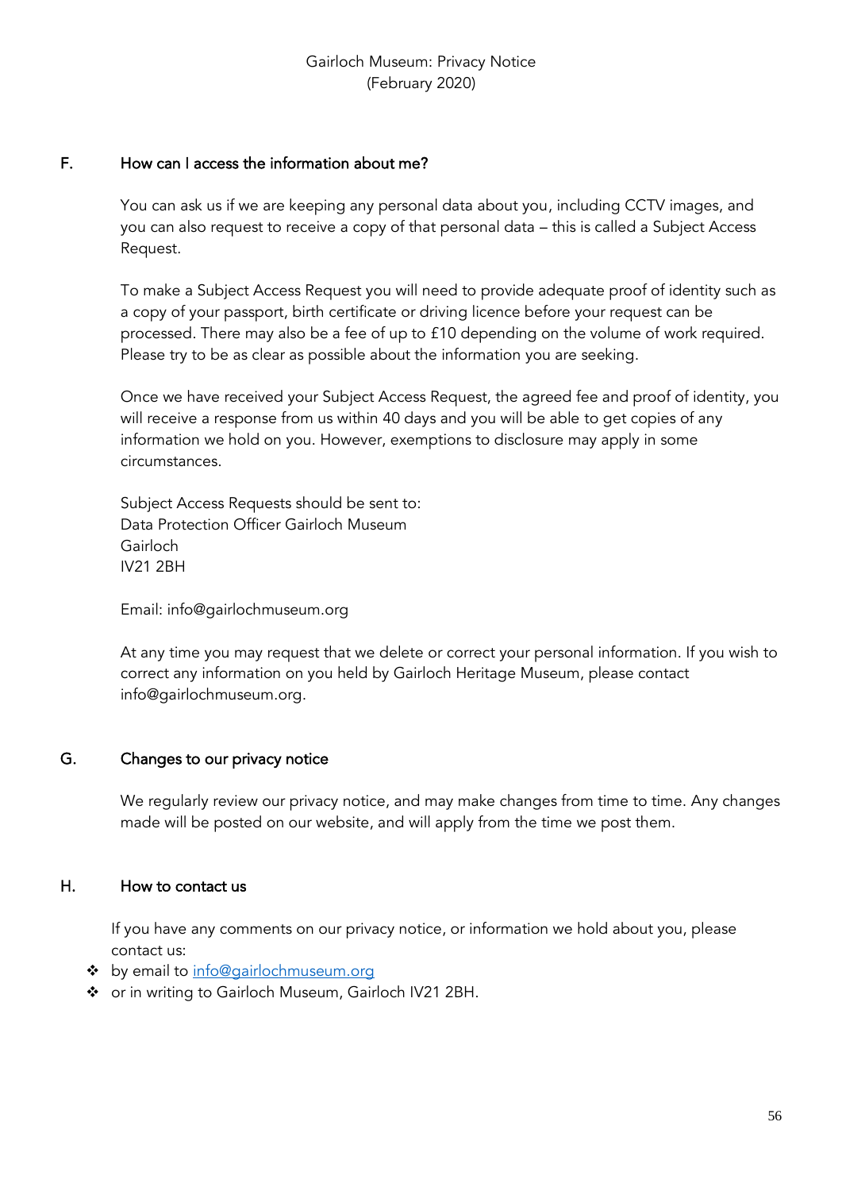## F. How can I access the information about me?

You can ask us if we are keeping any personal data about you, including CCTV images, and you can also request to receive a copy of that personal data – this is called a Subject Access Request.

To make a Subject Access Request you will need to provide adequate proof of identity such as a copy of your passport, birth certificate or driving licence before your request can be processed. There may also be a fee of up to £10 depending on the volume of work required. Please try to be as clear as possible about the information you are seeking.

Once we have received your Subject Access Request, the agreed fee and proof of identity, you will receive a response from us within 40 days and you will be able to get copies of any information we hold on you. However, exemptions to disclosure may apply in some circumstances.

Subject Access Requests should be sent to:
Data Protection Officer Gairloch Museum
Gairloch
IV21 2BH

Email: info@gairlochmuseum.org

At any time you may request that we delete or correct your personal information. If you wish to correct any information on you held by Gairloch Heritage Museum, please contact info@gairlochmuseum.org.

## G. Changes to our privacy notice

We regularly review our privacy notice, and may make changes from time to time. Any changes made will be posted on our website, and will apply from the time we post them.

## H. How to contact us

If you have any comments on our privacy notice, or information we hold about you, please contact us:

- by email to [info@gairlochmuseum.org](mailto:info@gairlochmuseum.org)
- or in writing to Gairloch Museum, Gairloch IV21 2BH.